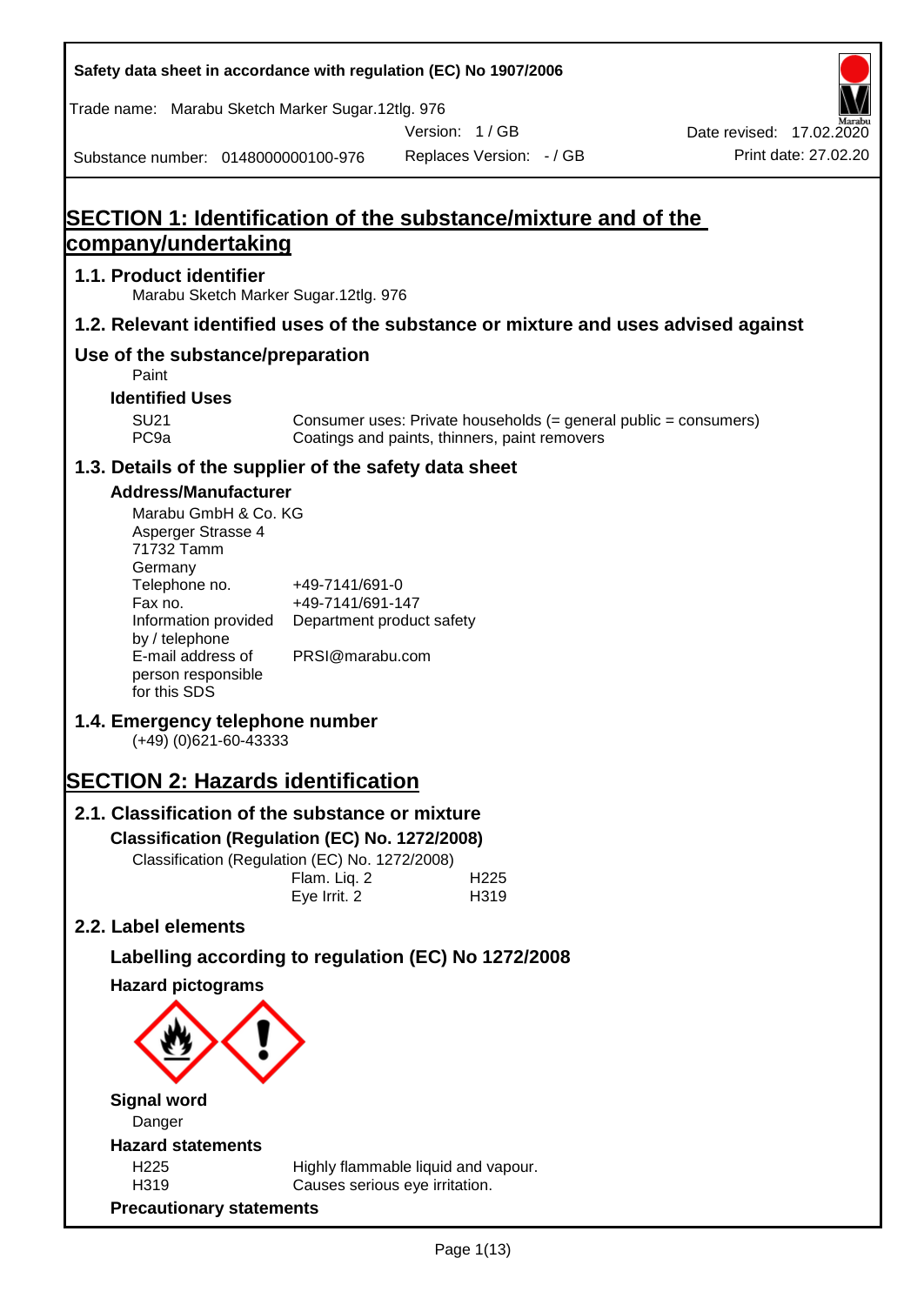Safety data sheet in accordance with regulation (EC) No 1907/2006

Trade name: Marabu Sketch Marker Sugar.12tlg. 976

Version: 1 / GB

Date revised: 17.02.2020

Substance number: 0148000000100-976

Replaces Version: - / GB

Print date: 27.02.20

# SECTION 1: Identification of the substance/mixture and of the company/undertaking

## 1.1. Product identifier

Marabu Sketch Marker Sugar.12tlg. 976

## 1.2. Relevant identified uses of the substance or mixture and uses advised against

## Use of the substance/preparation

Paint

### Identified Uses

| | |
|---|---|
| SU21 | Consumer uses: Private households (= general public = consumers) |
| PC9a | Coatings and paints, thinners, paint removers |

## 1.3. Details of the supplier of the safety data sheet

### Address/Manufacturer

Marabu GmbH & Co. KG
Asperger Strasse 4
71732 Tamm
Germany

| | |
|---|---|
| Telephone no. | +49-7141/691-0 |
| Fax no. | +49-7141/691-147 |
| Information provided by / telephone | Department product safety |
| E-mail address of person responsible for this SDS | PRSI@marabu.com |

## 1.4. Emergency telephone number

(+49) (0)621-60-43333

# SECTION 2: Hazards identification

## 2.1. Classification of the substance or mixture

### Classification (Regulation (EC) No. 1272/2008)

Classification (Regulation (EC) No. 1272/2008)

| | |
|---|---|
| Flam. Liq. 2 | H225 |
| Eye Irrit. 2 | H319 |

## 2.2. Label elements

### Labelling according to regulation (EC) No 1272/2008

### Hazard pictograms

### Signal word

Danger

### Hazard statements

| | |
|---|---|
| H225 | Highly flammable liquid and vapour. |
| H319 | Causes serious eye irritation. |

### Precautionary statements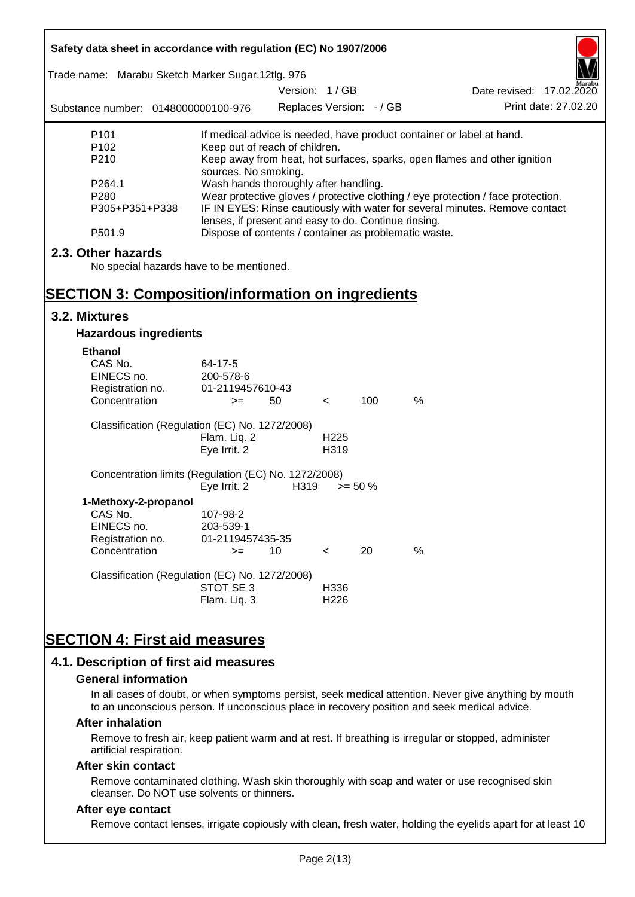| | |
|---|---|
| P101 | If medical advice is needed, have product container or label at hand. |
| P102 | Keep out of reach of children. |
| P210 | Keep away from heat, hot surfaces, sparks, open flames and other ignition sources. No smoking. |
| P264.1 | Wash hands thoroughly after handling. |
| P280 | Wear protective gloves / protective clothing / eye protection / face protection. |
| P305+P351+P338 | IF IN EYES: Rinse cautiously with water for several minutes. Remove contact lenses, if present and easy to do. Continue rinsing. |
| P501.9 | Dispose of contents / container as problematic waste. |

## 2.3. Other hazards

No special hazards have to be mentioned.

# SECTION 3: Composition/information on ingredients

## 3.2. Mixtures

### Hazardous ingredients

**Ethanol**

| | |
|---|---|
| CAS No. | 64-17-5 |
| EINECS no. | 200-578-6 |
| Registration no. | 01-2119457610-43 |
| Concentration | >= 50 < 100 % |

Classification (Regulation (EC) No. 1272/2008)

| | |
|---|---|
| Flam. Liq. 2 | H225 |
| Eye Irrit. 2 | H319 |

Concentration limits (Regulation (EC) No. 1272/2008)

| | | |
|---|---|---|
| Eye Irrit. 2 | H319 | >= 50 % |

**1-Methoxy-2-propanol**

| | |
|---|---|
| CAS No. | 107-98-2 |
| EINECS no. | 203-539-1 |
| Registration no. | 01-2119457435-35 |
| Concentration | >= 10 < 20 % |

Classification (Regulation (EC) No. 1272/2008)

| | |
|---|---|
| STOT SE 3 | H336 |
| Flam. Liq. 3 | H226 |

# SECTION 4: First aid measures

## 4.1. Description of first aid measures

### General information

In all cases of doubt, or when symptoms persist, seek medical attention. Never give anything by mouth to an unconscious person. If unconscious place in recovery position and seek medical advice.

### After inhalation

Remove to fresh air, keep patient warm and at rest. If breathing is irregular or stopped, administer artificial respiration.

### After skin contact

Remove contaminated clothing. Wash skin thoroughly with soap and water or use recognised skin cleanser. Do NOT use solvents or thinners.

### After eye contact

Remove contact lenses, irrigate copiously with clean, fresh water, holding the eyelids apart for at least 10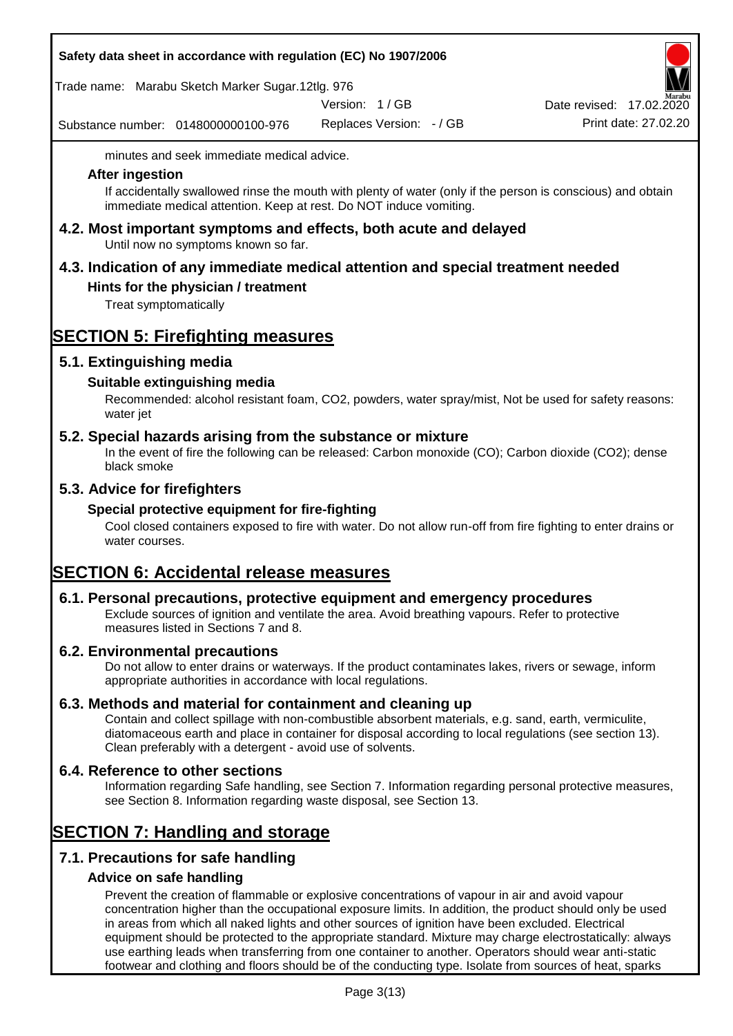minutes and seek immediate medical advice.

### After ingestion

If accidentally swallowed rinse the mouth with plenty of water (only if the person is conscious) and obtain immediate medical attention. Keep at rest. Do NOT induce vomiting.

## 4.2. Most important symptoms and effects, both acute and delayed

Until now no symptoms known so far.

## 4.3. Indication of any immediate medical attention and special treatment needed

### Hints for the physician / treatment

Treat symptomatically

# SECTION 5: Firefighting measures

## 5.1. Extinguishing media

### Suitable extinguishing media

Recommended: alcohol resistant foam, CO2, powders, water spray/mist, Not be used for safety reasons: water jet

## 5.2. Special hazards arising from the substance or mixture

In the event of fire the following can be released: Carbon monoxide (CO); Carbon dioxide (CO2); dense black smoke

## 5.3. Advice for firefighters

### Special protective equipment for fire-fighting

Cool closed containers exposed to fire with water. Do not allow run-off from fire fighting to enter drains or water courses.

# SECTION 6: Accidental release measures

## 6.1. Personal precautions, protective equipment and emergency procedures

Exclude sources of ignition and ventilate the area. Avoid breathing vapours. Refer to protective measures listed in Sections 7 and 8.

## 6.2. Environmental precautions

Do not allow to enter drains or waterways. If the product contaminates lakes, rivers or sewage, inform appropriate authorities in accordance with local regulations.

## 6.3. Methods and material for containment and cleaning up

Contain and collect spillage with non-combustible absorbent materials, e.g. sand, earth, vermiculite, diatomaceous earth and place in container for disposal according to local regulations (see section 13). Clean preferably with a detergent - avoid use of solvents.

## 6.4. Reference to other sections

Information regarding Safe handling, see Section 7. Information regarding personal protective measures, see Section 8. Information regarding waste disposal, see Section 13.

# SECTION 7: Handling and storage

## 7.1. Precautions for safe handling

### Advice on safe handling

Prevent the creation of flammable or explosive concentrations of vapour in air and avoid vapour concentration higher than the occupational exposure limits. In addition, the product should only be used in areas from which all naked lights and other sources of ignition have been excluded. Electrical equipment should be protected to the appropriate standard. Mixture may charge electrostatically: always use earthing leads when transferring from one container to another. Operators should wear anti-static footwear and clothing and floors should be of the conducting type. Isolate from sources of heat, sparks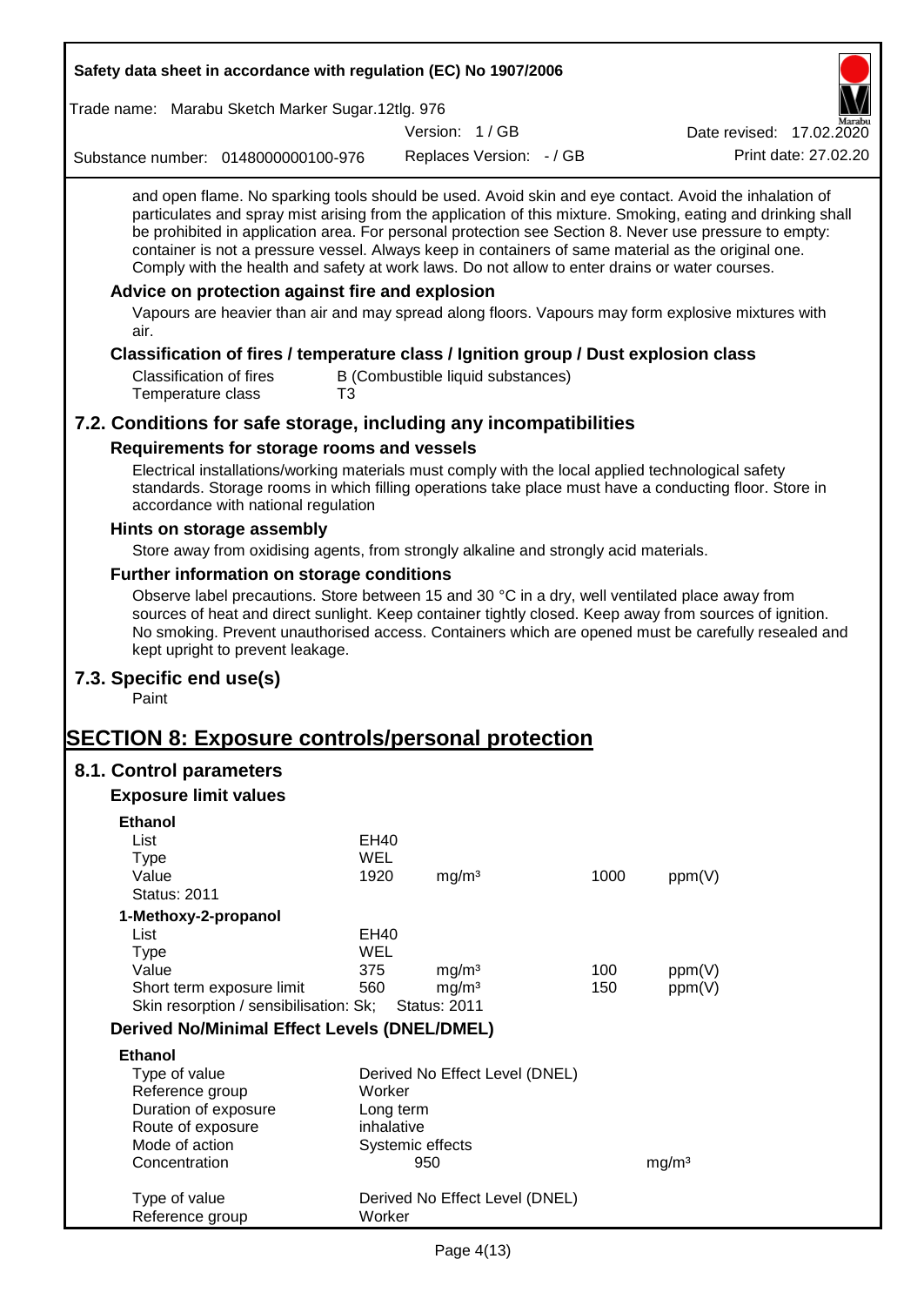and open flame. No sparking tools should be used. Avoid skin and eye contact. Avoid the inhalation of particulates and spray mist arising from the application of this mixture. Smoking, eating and drinking shall be prohibited in application area. For personal protection see Section 8. Never use pressure to empty: container is not a pressure vessel. Always keep in containers of same material as the original one. Comply with the health and safety at work laws. Do not allow to enter drains or water courses.

### Advice on protection against fire and explosion

Vapours are heavier than air and may spread along floors. Vapours may form explosive mixtures with air.

### Classification of fires / temperature class / Ignition group / Dust explosion class

| | |
|---|---|
| Classification of fires | B (Combustible liquid substances) |
| Temperature class | T3 |

## 7.2. Conditions for safe storage, including any incompatibilities

### Requirements for storage rooms and vessels

Electrical installations/working materials must comply with the local applied technological safety standards. Storage rooms in which filling operations take place must have a conducting floor. Store in accordance with national regulation

### Hints on storage assembly

Store away from oxidising agents, from strongly alkaline and strongly acid materials.

### Further information on storage conditions

Observe label precautions. Store between 15 and 30 °C in a dry, well ventilated place away from sources of heat and direct sunlight. Keep container tightly closed. Keep away from sources of ignition. No smoking. Prevent unauthorised access. Containers which are opened must be carefully resealed and kept upright to prevent leakage.

## 7.3. Specific end use(s)

Paint

# SECTION 8: Exposure controls/personal protection

## 8.1. Control parameters

### Exposure limit values

**Ethanol**

| | | | | |
|---|---|---|---|---|
| List | EH40 | | | |
| Type | WEL | | | |
| Value | 1920 | mg/m³ | 1000 | ppm(V) |
| Status: 2011 | | | | |

**1-Methoxy-2-propanol**

| | | | | |
|---|---|---|---|---|
| List | EH40 | | | |
| Type | WEL | | | |
| Value | 375 | mg/m³ | 100 | ppm(V) |
| Short term exposure limit | 560 | mg/m³ | 150 | ppm(V) |
| Skin resorption / sensibilisation: Sk; | Status: 2011 | | | |

### Derived No/Minimal Effect Levels (DNEL/DMEL)

**Ethanol**

| | | |
|---|---|---|
| Type of value | Derived No Effect Level (DNEL) | |
| Reference group | Worker | |
| Duration of exposure | Long term | |
| Route of exposure | inhalative | |
| Mode of action | Systemic effects | |
| Concentration | 950 | mg/m³ |

| | |
|---|---|
| Type of value | Derived No Effect Level (DNEL) |
| Reference group | Worker |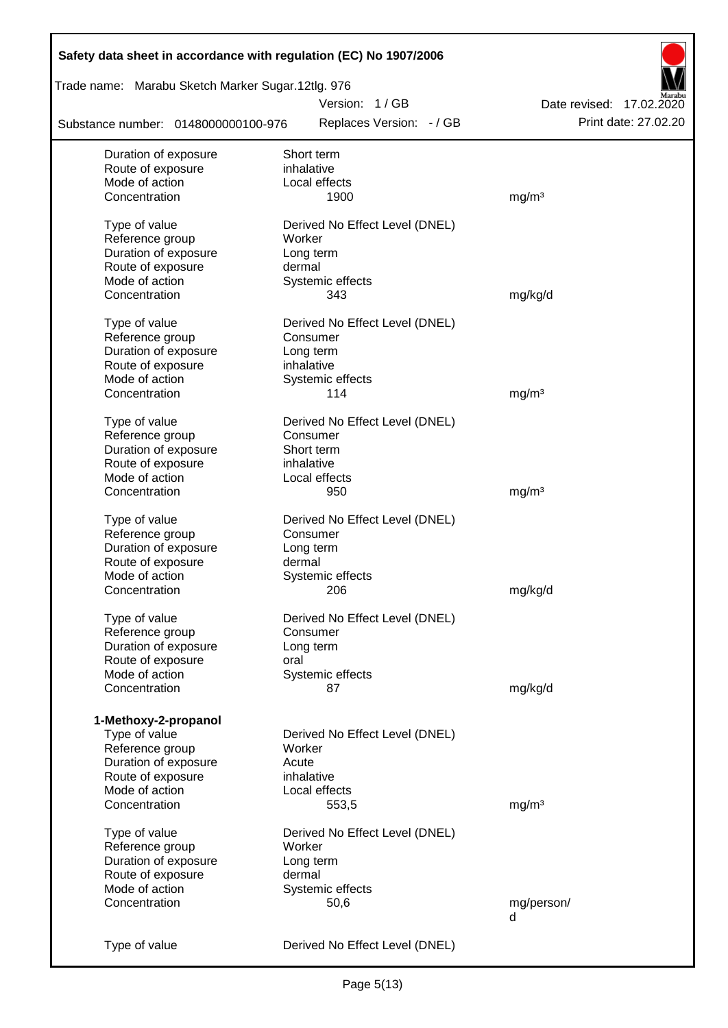| | | |
|---|---|---|
| Duration of exposure | Short term | |
| Route of exposure | inhalative | |
| Mode of action | Local effects | |
| Concentration | 1900 | mg/m³ |
| | | |
| Type of value | Derived No Effect Level (DNEL) | |
| Reference group | Worker | |
| Duration of exposure | Long term | |
| Route of exposure | dermal | |
| Mode of action | Systemic effects | |
| Concentration | 343 | mg/kg/d |
| | | |
| Type of value | Derived No Effect Level (DNEL) | |
| Reference group | Consumer | |
| Duration of exposure | Long term | |
| Route of exposure | inhalative | |
| Mode of action | Systemic effects | |
| Concentration | 114 | mg/m³ |
| | | |
| Type of value | Derived No Effect Level (DNEL) | |
| Reference group | Consumer | |
| Duration of exposure | Short term | |
| Route of exposure | inhalative | |
| Mode of action | Local effects | |
| Concentration | 950 | mg/m³ |
| | | |
| Type of value | Derived No Effect Level (DNEL) | |
| Reference group | Consumer | |
| Duration of exposure | Long term | |
| Route of exposure | dermal | |
| Mode of action | Systemic effects | |
| Concentration | 206 | mg/kg/d |
| | | |
| Type of value | Derived No Effect Level (DNEL) | |
| Reference group | Consumer | |
| Duration of exposure | Long term | |
| Route of exposure | oral | |
| Mode of action | Systemic effects | |
| Concentration | 87 | mg/kg/d |

**1-Methoxy-2-propanol**

| | | |
|---|---|---|
| Type of value | Derived No Effect Level (DNEL) | |
| Reference group | Worker | |
| Duration of exposure | Acute | |
| Route of exposure | inhalative | |
| Mode of action | Local effects | |
| Concentration | 553,5 | mg/m³ |
| | | |
| Type of value | Derived No Effect Level (DNEL) | |
| Reference group | Worker | |
| Duration of exposure | Long term | |
| Route of exposure | dermal | |
| Mode of action | Systemic effects | |
| Concentration | 50,6 | mg/person/d |
| | | |
| Type of value | Derived No Effect Level (DNEL) | |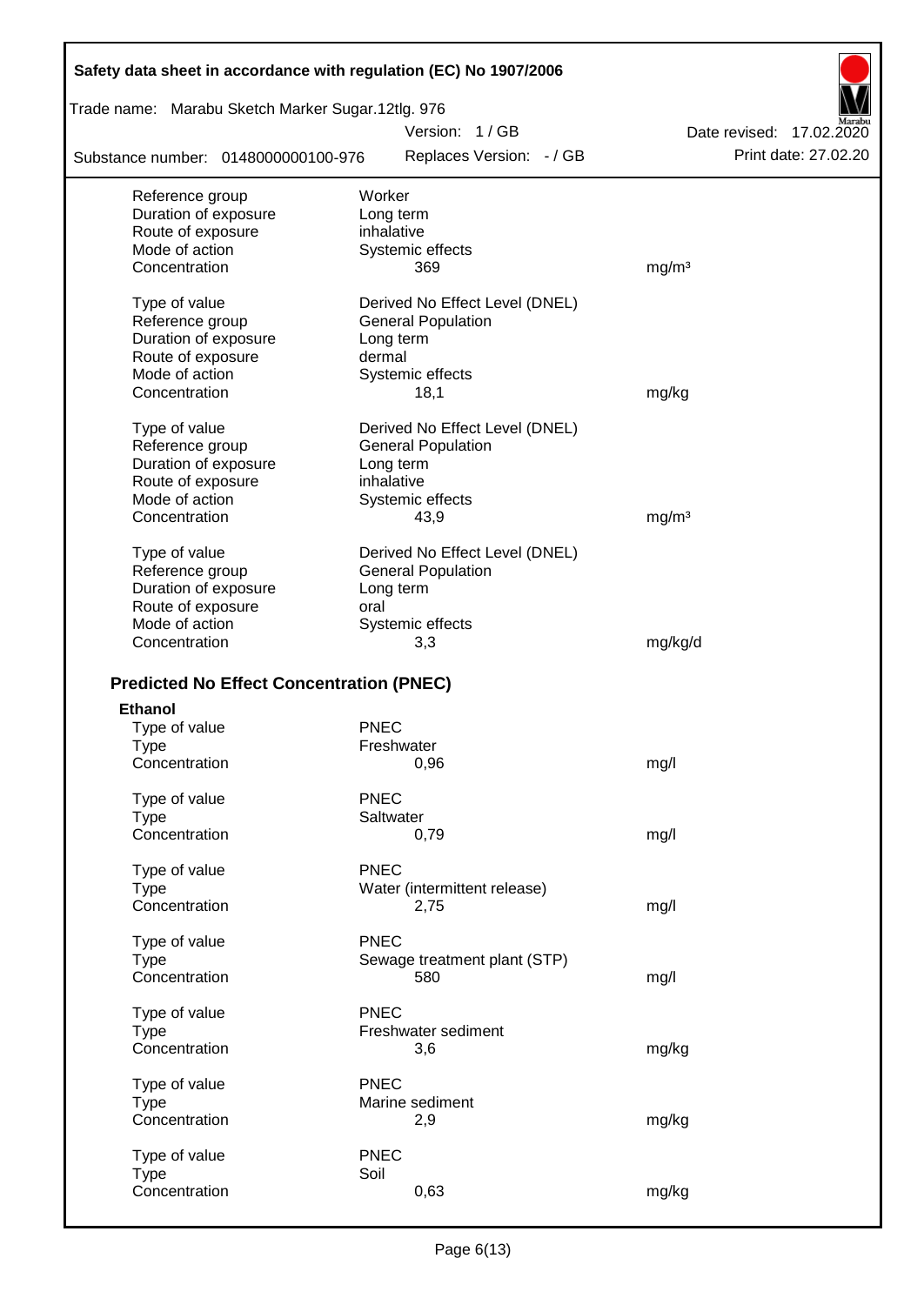| | | |
|---|---|---|
| Reference group | Worker | |
| Duration of exposure | Long term | |
| Route of exposure | inhalative | |
| Mode of action | Systemic effects | |
| Concentration | 369 | mg/m³ |

| | | |
|---|---|---|
| Type of value | Derived No Effect Level (DNEL) | |
| Reference group | General Population | |
| Duration of exposure | Long term | |
| Route of exposure | dermal | |
| Mode of action | Systemic effects | |
| Concentration | 18,1 | mg/kg |

| | | |
|---|---|---|
| Type of value | Derived No Effect Level (DNEL) | |
| Reference group | General Population | |
| Duration of exposure | Long term | |
| Route of exposure | inhalative | |
| Mode of action | Systemic effects | |
| Concentration | 43,9 | mg/m³ |

| | | |
|---|---|---|
| Type of value | Derived No Effect Level (DNEL) | |
| Reference group | General Population | |
| Duration of exposure | Long term | |
| Route of exposure | oral | |
| Mode of action | Systemic effects | |
| Concentration | 3,3 | mg/kg/d |

## Predicted No Effect Concentration (PNEC)

**Ethanol**

| | | |
|---|---|---|
| Type of value | PNEC | |
| Type | Freshwater | |
| Concentration | 0,96 | mg/l |

| | | |
|---|---|---|
| Type of value | PNEC | |
| Type | Saltwater | |
| Concentration | 0,79 | mg/l |

| | | |
|---|---|---|
| Type of value | PNEC | |
| Type | Water (intermittent release) | |
| Concentration | 2,75 | mg/l |

| | | |
|---|---|---|
| Type of value | PNEC | |
| Type | Sewage treatment plant (STP) | |
| Concentration | 580 | mg/l |

| | | |
|---|---|---|
| Type of value | PNEC | |
| Type | Freshwater sediment | |
| Concentration | 3,6 | mg/kg |

| | | |
|---|---|---|
| Type of value | PNEC | |
| Type | Marine sediment | |
| Concentration | 2,9 | mg/kg |

| | | |
|---|---|---|
| Type of value | PNEC | |
| Type | Soil | |
| Concentration | 0,63 | mg/kg |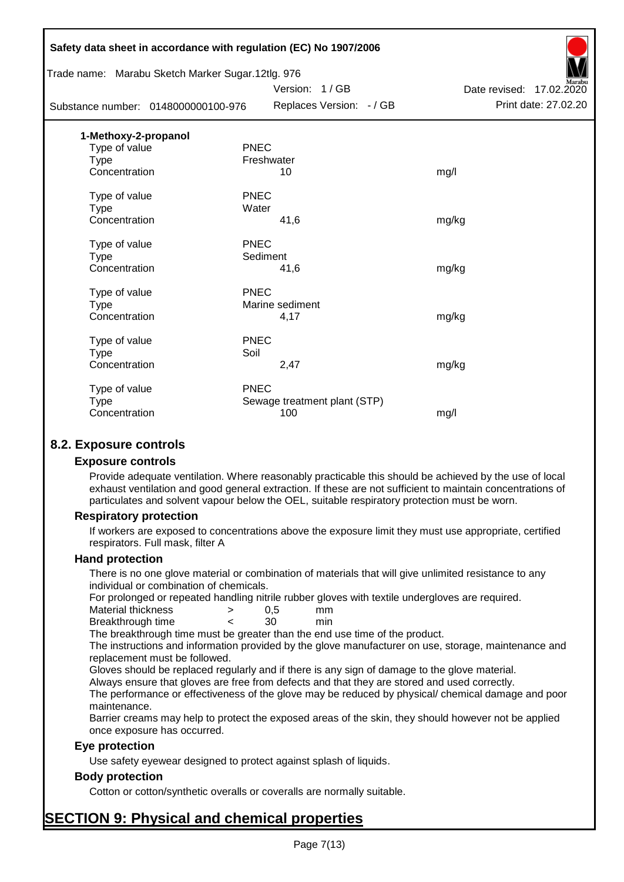**1-Methoxy-2-propanol**

| | | |
|---|---|---|
| Type of value | PNEC | |
| Type | Freshwater | |
| Concentration | 10 | mg/l |
| | | |
| Type of value | PNEC | |
| Type | Water | |
| Concentration | 41,6 | mg/kg |
| | | |
| Type of value | PNEC | |
| Type | Sediment | |
| Concentration | 41,6 | mg/kg |
| | | |
| Type of value | PNEC | |
| Type | Marine sediment | |
| Concentration | 4,17 | mg/kg |
| | | |
| Type of value | PNEC | |
| Type | Soil | |
| Concentration | 2,47 | mg/kg |
| | | |
| Type of value | PNEC | |
| Type | Sewage treatment plant (STP) | |
| Concentration | 100 | mg/l |

## 8.2. Exposure controls

### Exposure controls

Provide adequate ventilation. Where reasonably practicable this should be achieved by the use of local exhaust ventilation and good general extraction. If these are not sufficient to maintain concentrations of particulates and solvent vapour below the OEL, suitable respiratory protection must be worn.

### Respiratory protection

If workers are exposed to concentrations above the exposure limit they must use appropriate, certified respirators. Full mask, filter A

### Hand protection

There is no one glove material or combination of materials that will give unlimited resistance to any individual or combination of chemicals.

For prolonged or repeated handling nitrile rubber gloves with textile undergloves are required.

| | | | |
|---|---|---|---|
| Material thickness | > | 0,5 | mm |
| Breakthrough time | < | 30 | min |

The breakthrough time must be greater than the end use time of the product.

The instructions and information provided by the glove manufacturer on use, storage, maintenance and replacement must be followed.

Gloves should be replaced regularly and if there is any sign of damage to the glove material.

Always ensure that gloves are free from defects and that they are stored and used correctly.

The performance or effectiveness of the glove may be reduced by physical/ chemical damage and poor maintenance.

Barrier creams may help to protect the exposed areas of the skin, they should however not be applied once exposure has occurred.

### Eye protection

Use safety eyewear designed to protect against splash of liquids.

### Body protection

Cotton or cotton/synthetic overalls or coveralls are normally suitable.

# SECTION 9: Physical and chemical properties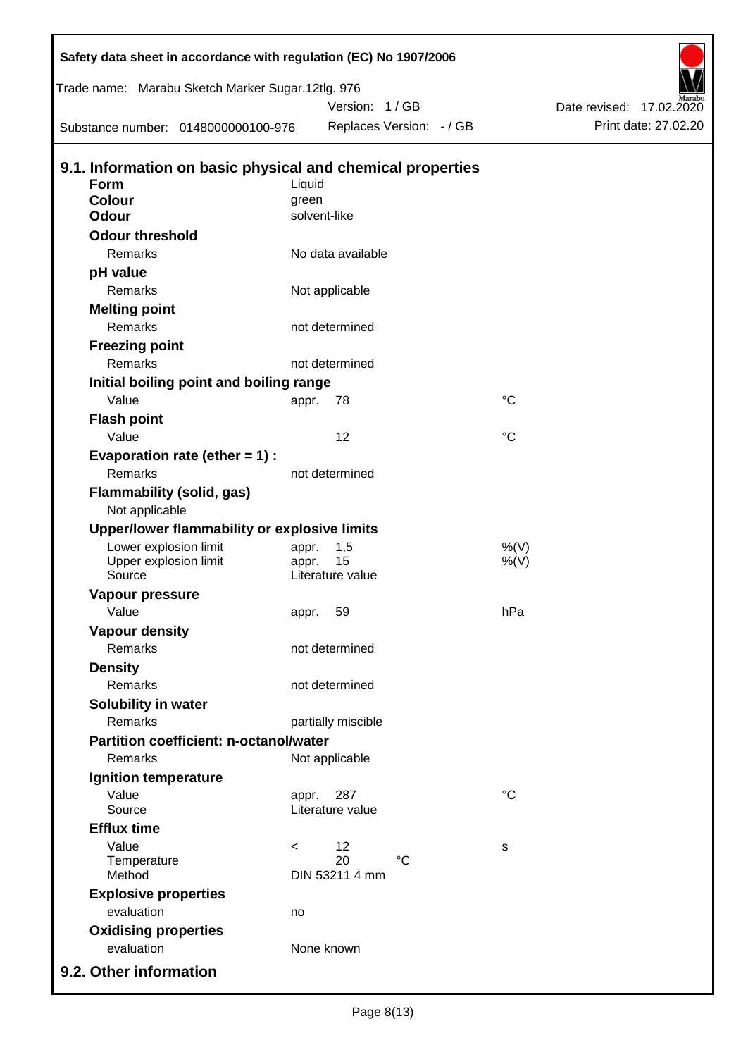## 9.1. Information on basic physical and chemical properties

| | | | |
|---|---|---|---|
| **Form** | Liquid | | |
| **Colour** | green | | |
| **Odour** | solvent-like | | |
| **Odour threshold** | | | |
| Remarks | No data available | | |
| **pH value** | | | |
| Remarks | Not applicable | | |
| **Melting point** | | | |
| Remarks | not determined | | |
| **Freezing point** | | | |
| Remarks | not determined | | |
| **Initial boiling point and boiling range** | | | |
| Value | appr. | 78 | °C |
| **Flash point** | | | |
| Value | | 12 | °C |
| **Evaporation rate (ether = 1) :** | | | |
| Remarks | not determined | | |
| **Flammability (solid, gas)** | | | |
| Not applicable | | | |
| **Upper/lower flammability or explosive limits** | | | |
| Lower explosion limit | appr. | 1,5 | %(V) |
| Upper explosion limit | appr. | 15 | %(V) |
| Source | Literature value | | |
| **Vapour pressure** | | | |
| Value | appr. | 59 | hPa |
| **Vapour density** | | | |
| Remarks | not determined | | |
| **Density** | | | |
| Remarks | not determined | | |
| **Solubility in water** | | | |
| Remarks | partially miscible | | |
| **Partition coefficient: n-octanol/water** | | | |
| Remarks | Not applicable | | |
| **Ignition temperature** | | | |
| Value | appr. | 287 | °C |
| Source | Literature value | | |
| **Efflux time** | | | |
| Value | < | 12 | s |
| Temperature | | 20 °C | |
| Method | DIN 53211 4 mm | | |
| **Explosive properties** | | | |
| evaluation | no | | |
| **Oxidising properties** | | | |
| evaluation | None known | | |

## 9.2. Other information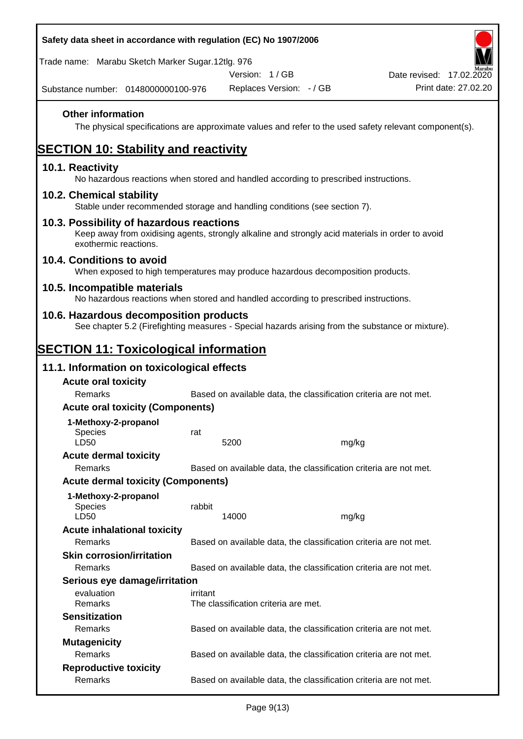### Other information

The physical specifications are approximate values and refer to the used safety relevant component(s).

# SECTION 10: Stability and reactivity

## 10.1. Reactivity

No hazardous reactions when stored and handled according to prescribed instructions.

## 10.2. Chemical stability

Stable under recommended storage and handling conditions (see section 7).

## 10.3. Possibility of hazardous reactions

Keep away from oxidising agents, strongly alkaline and strongly acid materials in order to avoid exothermic reactions.

## 10.4. Conditions to avoid

When exposed to high temperatures may produce hazardous decomposition products.

## 10.5. Incompatible materials

No hazardous reactions when stored and handled according to prescribed instructions.

## 10.6. Hazardous decomposition products

See chapter 5.2 (Firefighting measures - Special hazards arising from the substance or mixture).

# SECTION 11: Toxicological information

## 11.1. Information on toxicological effects

### Acute oral toxicity

| | | |
|---|---|---|
| Remarks | Based on available data, the classification criteria are not met. | |

### Acute oral toxicity (Components)

**1-Methoxy-2-propanol**

| | | |
|---|---|---|
| Species | rat | |
| LD50 | 5200 | mg/kg |

### Acute dermal toxicity

| | |
|---|---|
| Remarks | Based on available data, the classification criteria are not met. |

### Acute dermal toxicity (Components)

**1-Methoxy-2-propanol**

| | | |
|---|---|---|
| Species | rabbit | |
| LD50 | 14000 | mg/kg |

### Acute inhalational toxicity

| | |
|---|---|
| Remarks | Based on available data, the classification criteria are not met. |

### Skin corrosion/irritation

| | |
|---|---|
| Remarks | Based on available data, the classification criteria are not met. |

### Serious eye damage/irritation

| | |
|---|---|
| evaluation | irritant |
| Remarks | The classification criteria are met. |

### Sensitization

| | |
|---|---|
| Remarks | Based on available data, the classification criteria are not met. |

### Mutagenicity

| | |
|---|---|
| Remarks | Based on available data, the classification criteria are not met. |

### Reproductive toxicity

| | |
|---|---|
| Remarks | Based on available data, the classification criteria are not met. |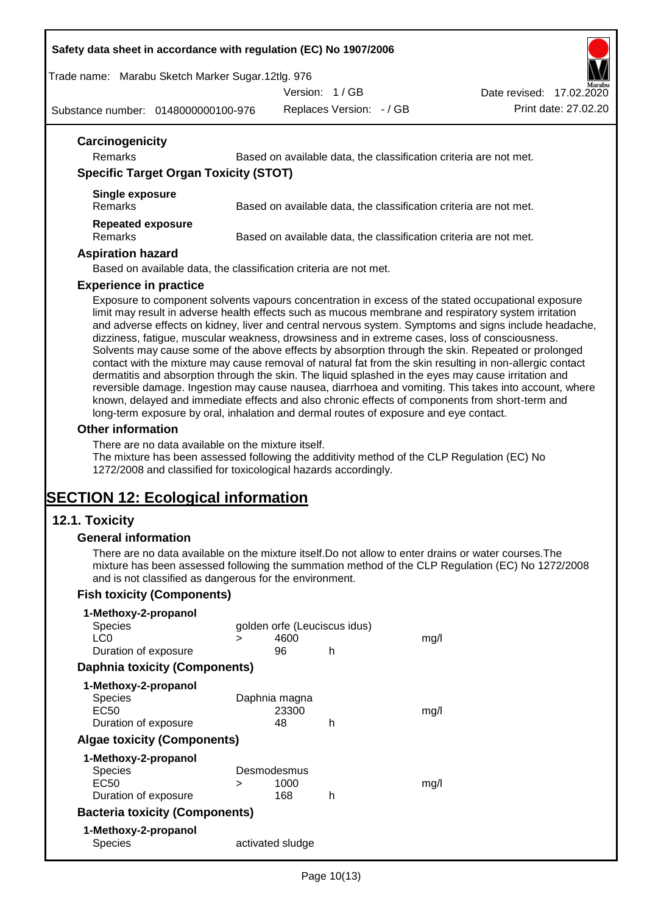### Carcinogenicity

| | |
|---|---|
| Remarks | Based on available data, the classification criteria are not met. |

### Specific Target Organ Toxicity (STOT)

**Single exposure**

| | |
|---|---|
| Remarks | Based on available data, the classification criteria are not met. |

**Repeated exposure**

| | |
|---|---|
| Remarks | Based on available data, the classification criteria are not met. |

### Aspiration hazard

Based on available data, the classification criteria are not met.

### Experience in practice

Exposure to component solvents vapours concentration in excess of the stated occupational exposure limit may result in adverse health effects such as mucous membrane and respiratory system irritation and adverse effects on kidney, liver and central nervous system. Symptoms and signs include headache, dizziness, fatigue, muscular weakness, drowsiness and in extreme cases, loss of consciousness. Solvents may cause some of the above effects by absorption through the skin. Repeated or prolonged contact with the mixture may cause removal of natural fat from the skin resulting in non-allergic contact dermatitis and absorption through the skin. The liquid splashed in the eyes may cause irritation and reversible damage. Ingestion may cause nausea, diarrhoea and vomiting. This takes into account, where known, delayed and immediate effects and also chronic effects of components from short-term and long-term exposure by oral, inhalation and dermal routes of exposure and eye contact.

### Other information

There are no data available on the mixture itself.
The mixture has been assessed following the additivity method of the CLP Regulation (EC) No 1272/2008 and classified for toxicological hazards accordingly.

# SECTION 12: Ecological information

## 12.1. Toxicity

### General information

There are no data available on the mixture itself.Do not allow to enter drains or water courses.The mixture has been assessed following the summation method of the CLP Regulation (EC) No 1272/2008 and is not classified as dangerous for the environment.

### Fish toxicity (Components)

**1-Methoxy-2-propanol**

| | | | | |
|---|---|---|---|---|
| Species | golden orfe (Leuciscus idus) | | | |
| LC0 | > | 4600 | | mg/l |
| Duration of exposure | | 96 | h | |

### Daphnia toxicity (Components)

**1-Methoxy-2-propanol**

| | | | | |
|---|---|---|---|---|
| Species | Daphnia magna | | | |
| EC50 | | 23300 | | mg/l |
| Duration of exposure | | 48 | h | |

### Algae toxicity (Components)

**1-Methoxy-2-propanol**

| | | | | |
|---|---|---|---|---|
| Species | Desmodesmus | | | |
| EC50 | > | 1000 | | mg/l |
| Duration of exposure | | 168 | h | |

### Bacteria toxicity (Components)

**1-Methoxy-2-propanol**

| | |
|---|---|
| Species | activated sludge |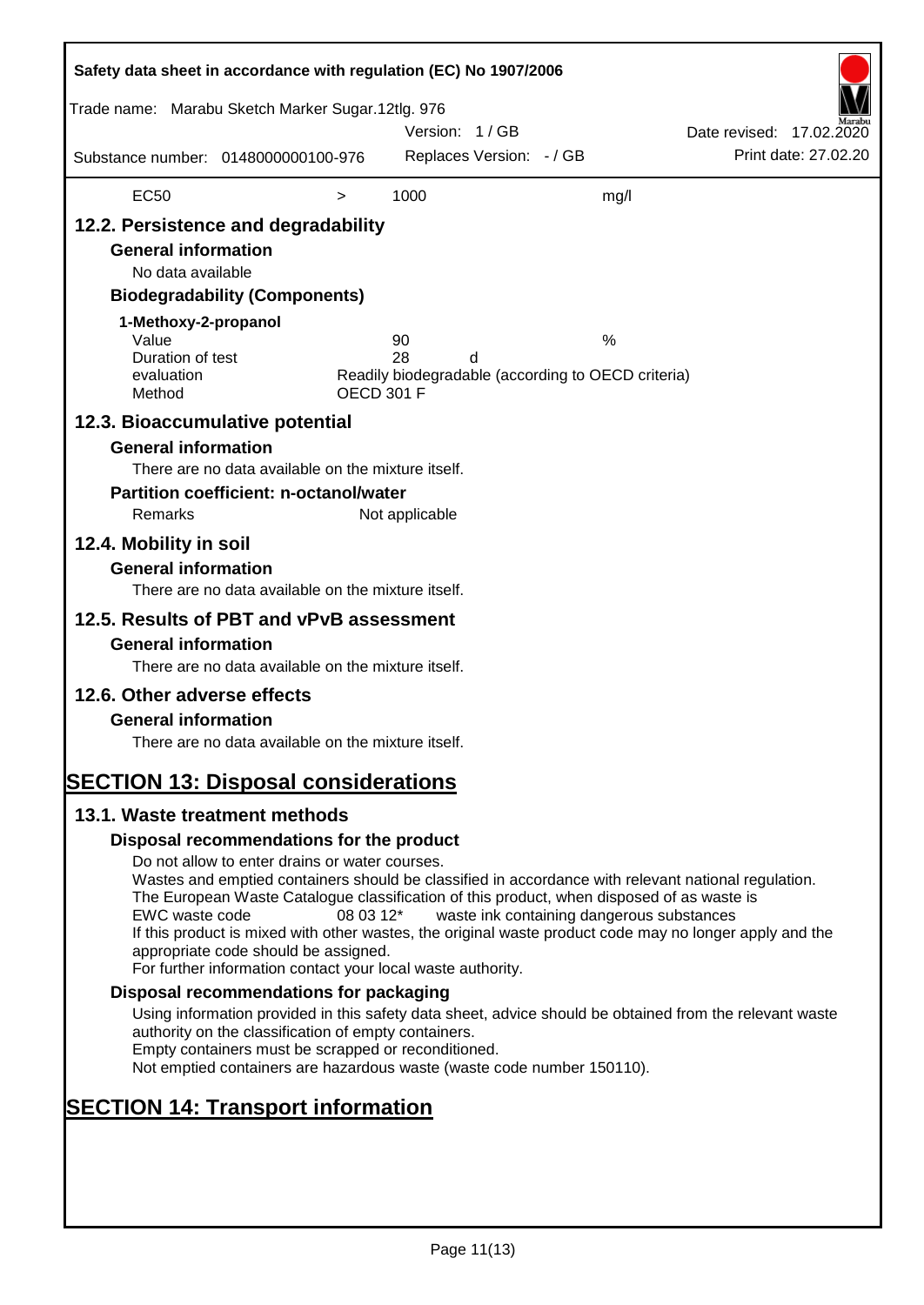| EC50 | > | 1000 | mg/l |
|---|---|---|---|

## 12.2. Persistence and degradability

### General information

No data available

### Biodegradability (Components)

**1-Methoxy-2-propanol**

| | | |
|---|---|---|
| Value | 90 | % |
| Duration of test | 28 | d |
| evaluation | Readily biodegradable (according to OECD criteria) | |
| Method | OECD 301 F | |

## 12.3. Bioaccumulative potential

### General information

There are no data available on the mixture itself.

### Partition coefficient: n-octanol/water

Remarks: Not applicable

## 12.4. Mobility in soil

### General information

There are no data available on the mixture itself.

## 12.5. Results of PBT and vPvB assessment

### General information

There are no data available on the mixture itself.

## 12.6. Other adverse effects

### General information

There are no data available on the mixture itself.

# SECTION 13: Disposal considerations

## 13.1. Waste treatment methods

### Disposal recommendations for the product

Do not allow to enter drains or water courses.
Wastes and emptied containers should be classified in accordance with relevant national regulation.
The European Waste Catalogue classification of this product, when disposed of as waste is
EWC waste code 08 03 12* waste ink containing dangerous substances
If this product is mixed with other wastes, the original waste product code may no longer apply and the appropriate code should be assigned.
For further information contact your local waste authority.

### Disposal recommendations for packaging

Using information provided in this safety data sheet, advice should be obtained from the relevant waste authority on the classification of empty containers.
Empty containers must be scrapped or reconditioned.
Not emptied containers are hazardous waste (waste code number 150110).

# SECTION 14: Transport information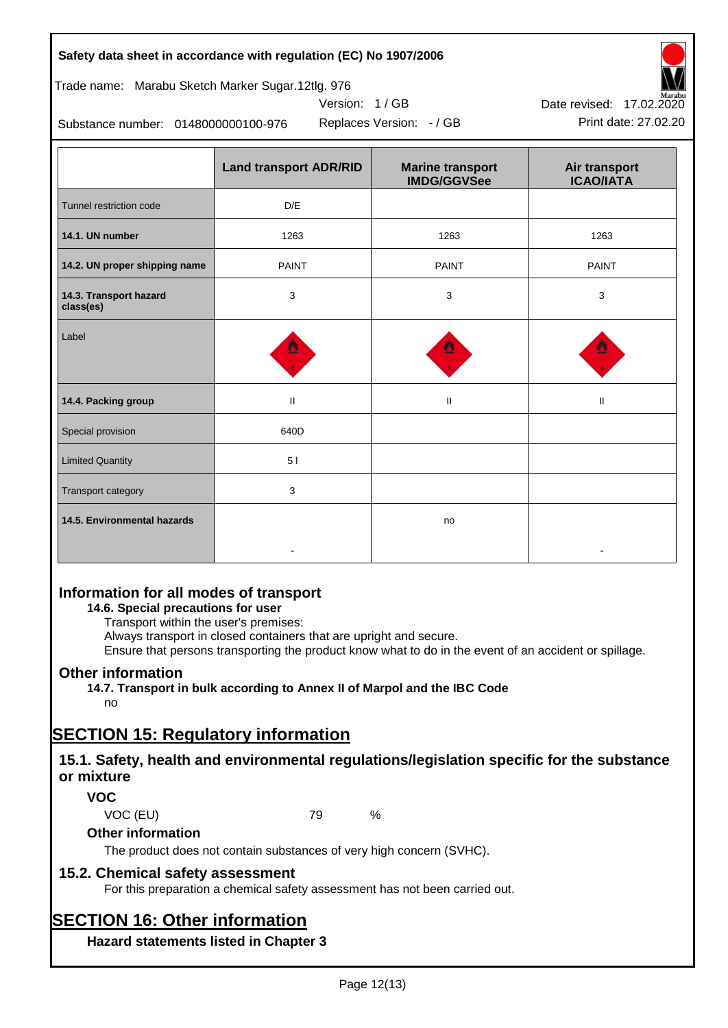|  | Land transport ADR/RID | Marine transport IMDG/GGVSee | Air transport ICAO/IATA |
|---|---|---|---|
| Tunnel restriction code | D/E |  |  |
| **14.1. UN number** | 1263 | 1263 | 1263 |
| **14.2. UN proper shipping name** | PAINT | PAINT | PAINT |
| **14.3. Transport hazard class(es)** | 3 | 3 | 3 |
| Label |  |  |  |
| **14.4. Packing group** | II | II | II |
| Special provision | 640D |  |  |
| Limited Quantity | 5 l |  |  |
| Transport category | 3 |  |  |
| **14.5. Environmental hazards** | - | no | - |

## Information for all modes of transport

**14.6. Special precautions for user**

Transport within the user's premises:
Always transport in closed containers that are upright and secure.
Ensure that persons transporting the product know what to do in the event of an accident or spillage.

## Other information

**14.7. Transport in bulk according to Annex II of Marpol and the IBC Code**

no

# SECTION 15: Regulatory information

## 15.1. Safety, health and environmental regulations/legislation specific for the substance or mixture

### VOC

VOC (EU) 79 %

### Other information

The product does not contain substances of very high concern (SVHC).

## 15.2. Chemical safety assessment

For this preparation a chemical safety assessment has not been carried out.

# SECTION 16: Other information

### Hazard statements listed in Chapter 3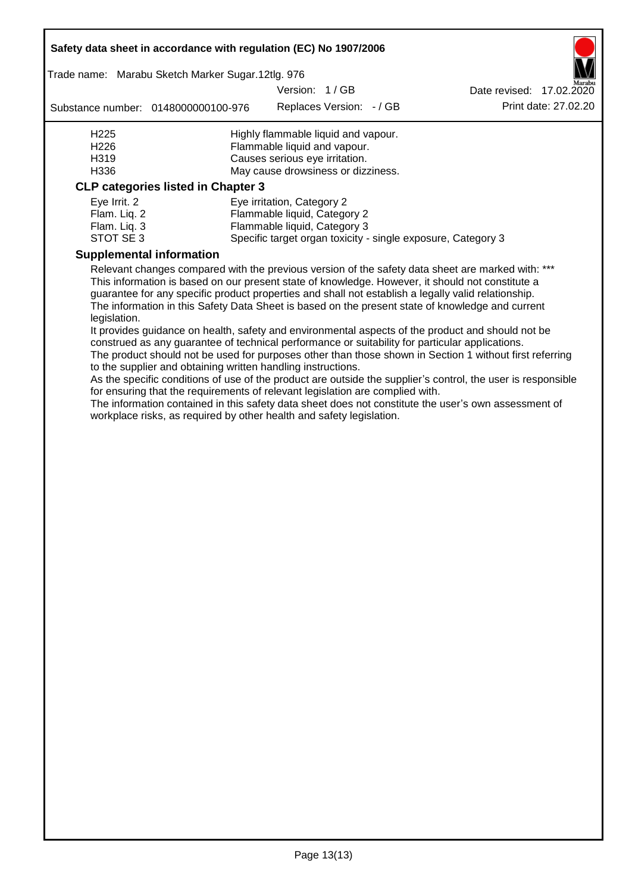| | |
|---|---|
| H225 | Highly flammable liquid and vapour. |
| H226 | Flammable liquid and vapour. |
| H319 | Causes serious eye irritation. |
| H336 | May cause drowsiness or dizziness. |

### CLP categories listed in Chapter 3

| | |
|---|---|
| Eye Irrit. 2 | Eye irritation, Category 2 |
| Flam. Liq. 2 | Flammable liquid, Category 2 |
| Flam. Liq. 3 | Flammable liquid, Category 3 |
| STOT SE 3 | Specific target organ toxicity - single exposure, Category 3 |

### Supplemental information

Relevant changes compared with the previous version of the safety data sheet are marked with: ***
This information is based on our present state of knowledge. However, it should not constitute a guarantee for any specific product properties and shall not establish a legally valid relationship.
The information in this Safety Data Sheet is based on the present state of knowledge and current legislation.
It provides guidance on health, safety and environmental aspects of the product and should not be construed as any guarantee of technical performance or suitability for particular applications.
The product should not be used for purposes other than those shown in Section 1 without first referring to the supplier and obtaining written handling instructions.
As the specific conditions of use of the product are outside the supplier's control, the user is responsible for ensuring that the requirements of relevant legislation are complied with.
The information contained in this safety data sheet does not constitute the user's own assessment of workplace risks, as required by other health and safety legislation.